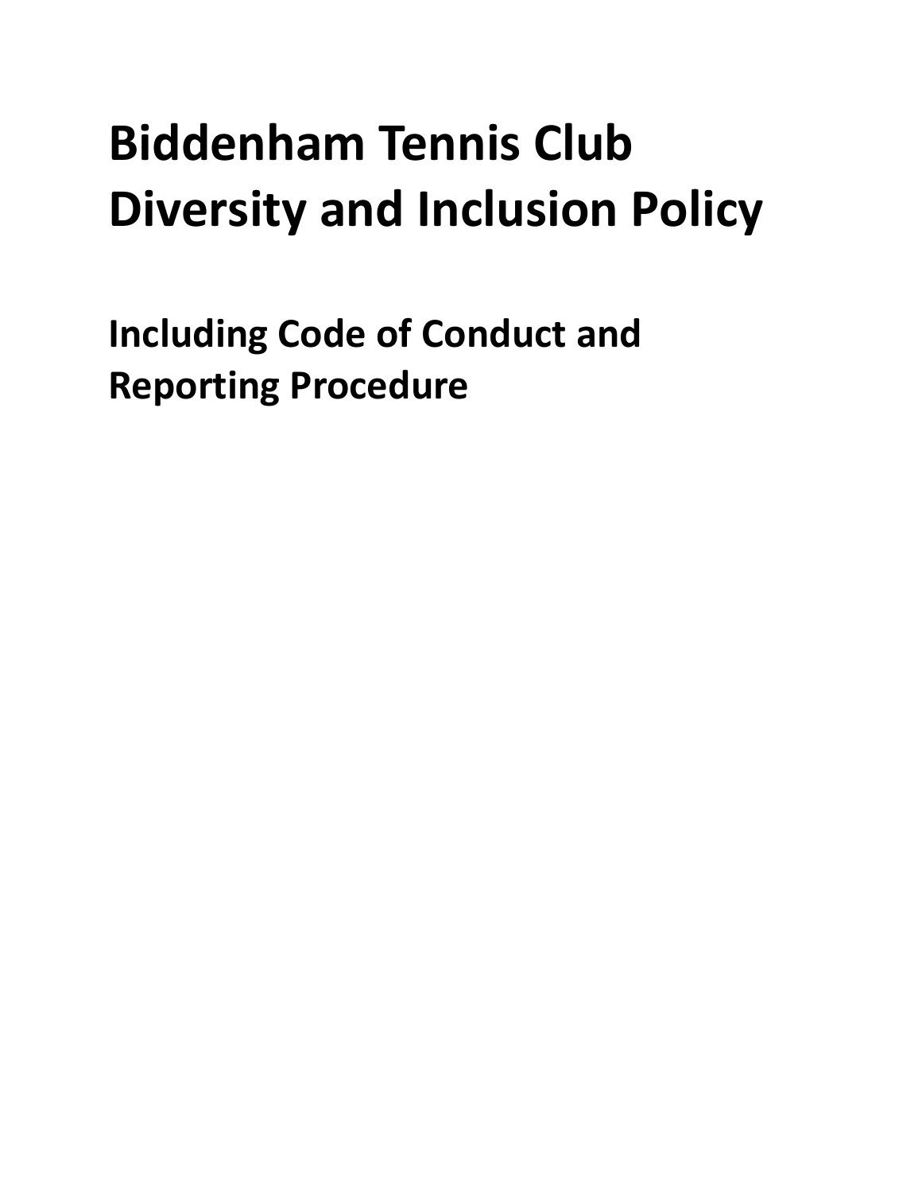# Biddenham Tennis Club Diversity and Inclusion Policy

## Including Code of Conduct and Reporting Procedure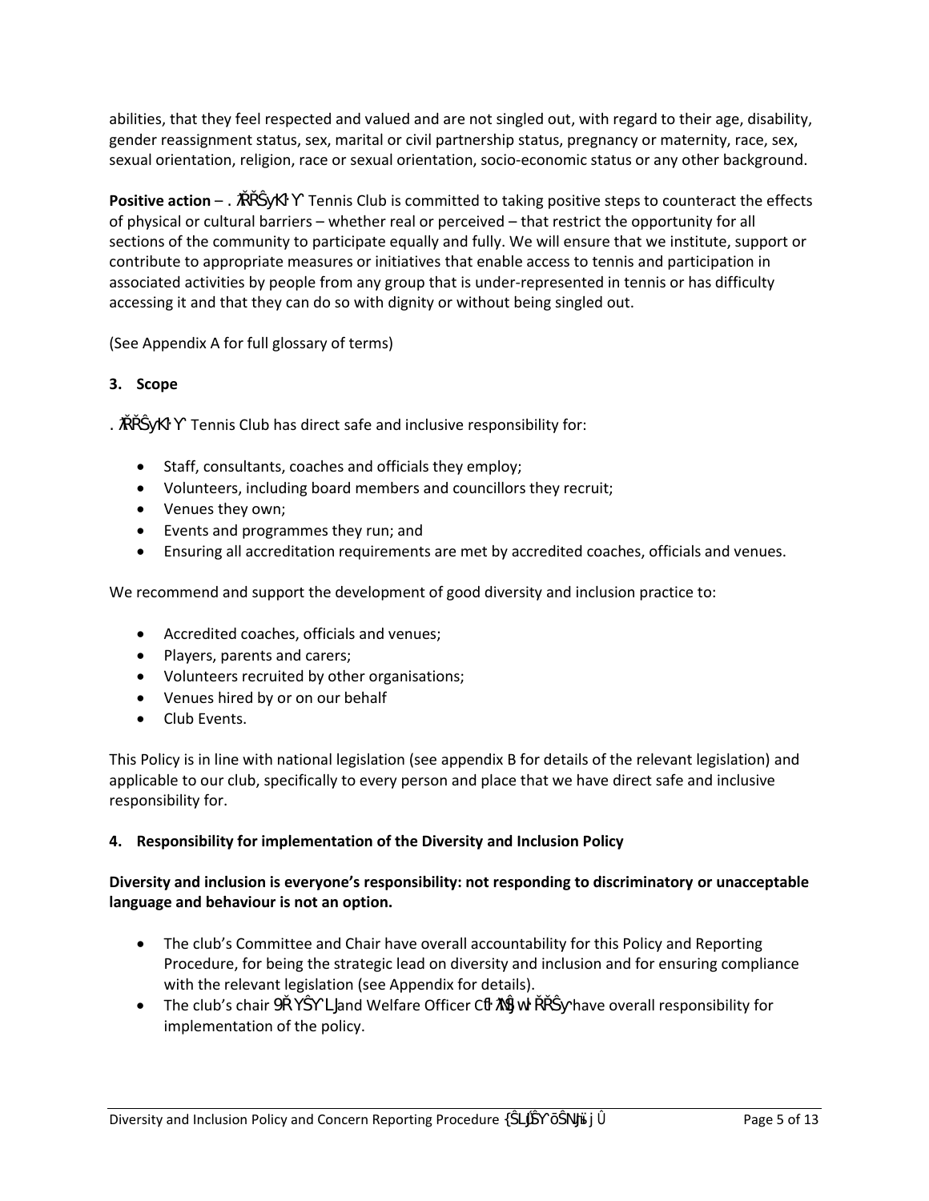abilities, that they feel respected and valued and are not singled out, with regard to their age, disability, gender reassignment status, sex, marital or civil partnership status, pregnancy or maternity, race, sex, sexual orientation, religion, race or sexual orientation, socio-economic status or any other background.

**Positive action** – . ŇŘŜyKŀ Y Tennis Club is committed to taking positive steps to counteract the effects of physical or cultural barriers – whether real or perceived – that restrict the opportunity for all sections of the community to participate equally and fully. We will ensure that we institute, support or contribute to appropriate measures or initiatives that enable access to tennis and participation in associated activities by people from any group that is under-represented in tennis or has difficulty accessing it and that they can do so with dignity or without being singled out.

(See Appendix A for full glossary of terms)

### 3. Scope

. ŇŘŜyKŀ Y Tennis Club has direct safe and inclusive responsibility for:

- Staff, consultants, coaches and officials they employ;
- Volunteers, including board members and councillors they recruit;
- Venues they own;
- Events and programmes they run; and
- Ensuring all accreditation requirements are met by accredited coaches, officials and venues.

We recommend and support the development of good diversity and inclusion practice to:

- Accredited coaches, officials and venues;
- Players, parents and carers;
- Volunteers recruited by other organisations;
- Venues hired by or on our behalf
- Club Events.

This Policy is in line with national legislation (see appendix B for details of the relevant legislation) and applicable to our club, specifically to every person and place that we have direct safe and inclusive responsibility for.

### 4. Responsibility for implementation of the Diversity and Inclusion Policy

**Diversity and inclusion is everyone's responsibility: not responding to discriminatory or unacceptable language and behaviour is not an option.**

- The club's Committee and Chair have overall accountability for this Policy and Reporting Procedure, for being the strategic lead on diversity and inclusion and for ensuring compliance with the relevant legislation (see Appendix for details).
- The club's chair 9ŘYŜY ĿJ and Welfare Officer Cŀ ŇJ Wŀ ŘŘŜy have overall responsibility for implementation of the policy.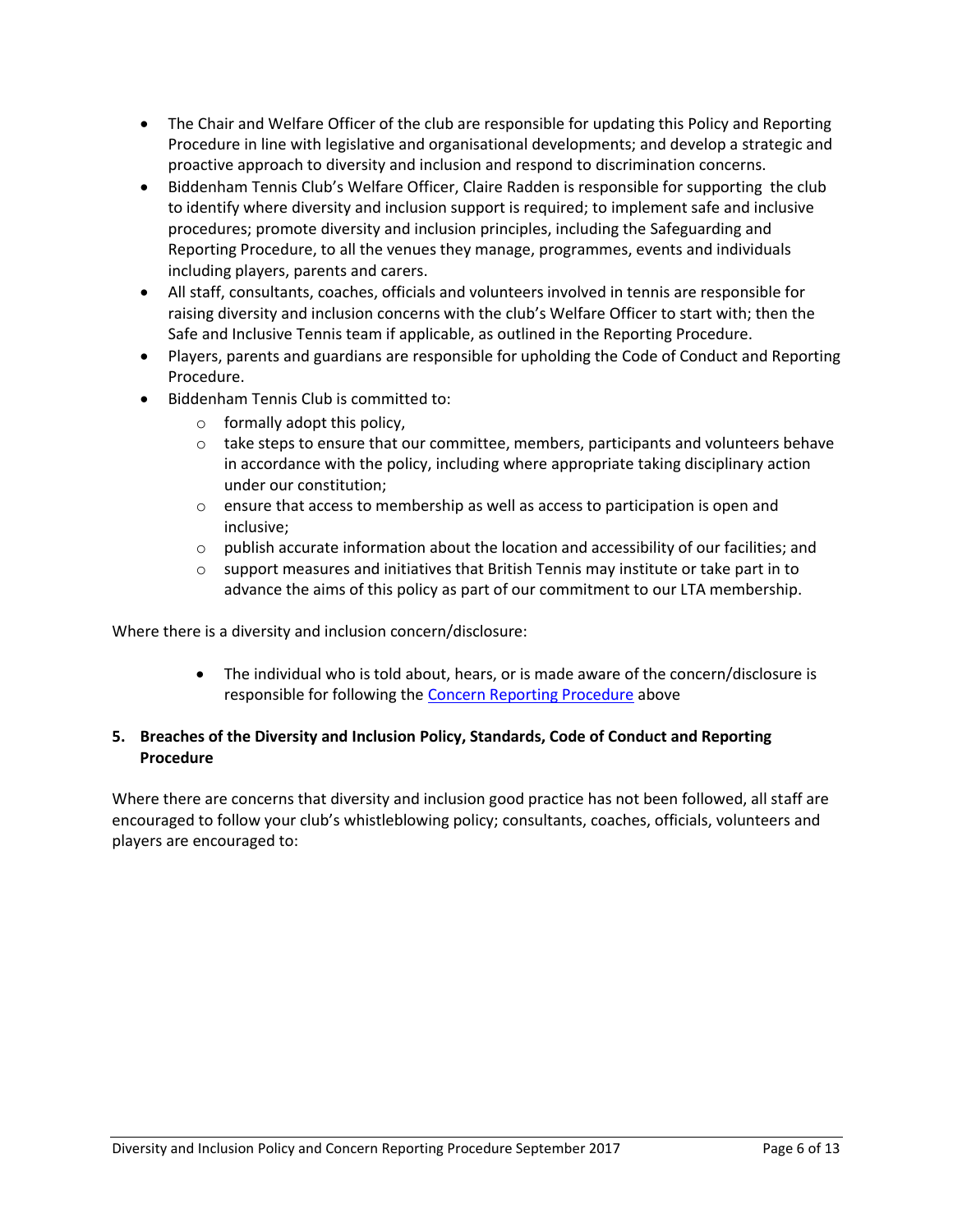- The Chair and Welfare Officer of the club are responsible for updating this Policy and Reporting Procedure in line with legislative and organisational developments; and develop a strategic and proactive approach to diversity and inclusion and respond to discrimination concerns.
- Biddenham Tennis Club's Welfare Officer, Claire Radden is responsible for supporting the club to identify where diversity and inclusion support is required; to implement safe and inclusive procedures; promote diversity and inclusion principles, including the Safeguarding and Reporting Procedure, to all the venues they manage, programmes, events and individuals including players, parents and carers.
- All staff, consultants, coaches, officials and volunteers involved in tennis are responsible for raising diversity and inclusion concerns with the club's Welfare Officer to start with; then the Safe and Inclusive Tennis team if applicable, as outlined in the Reporting Procedure.
- Players, parents and guardians are responsible for upholding the Code of Conduct and Reporting Procedure.
- Biddenham Tennis Club is committed to:
  - formally adopt this policy,
  - take steps to ensure that our committee, members, participants and volunteers behave in accordance with the policy, including where appropriate taking disciplinary action under our constitution;
  - ensure that access to membership as well as access to participation is open and inclusive;
  - publish accurate information about the location and accessibility of our facilities; and
  - support measures and initiatives that British Tennis may institute or take part in to advance the aims of this policy as part of our commitment to our LTA membership.

Where there is a diversity and inclusion concern/disclosure:

- The individual who is told about, hears, or is made aware of the concern/disclosure is responsible for following the Concern Reporting Procedure above

## 5. Breaches of the Diversity and Inclusion Policy, Standards, Code of Conduct and Reporting Procedure

Where there are concerns that diversity and inclusion good practice has not been followed, all staff are encouraged to follow your club's whistleblowing policy; consultants, coaches, officials, volunteers and players are encouraged to: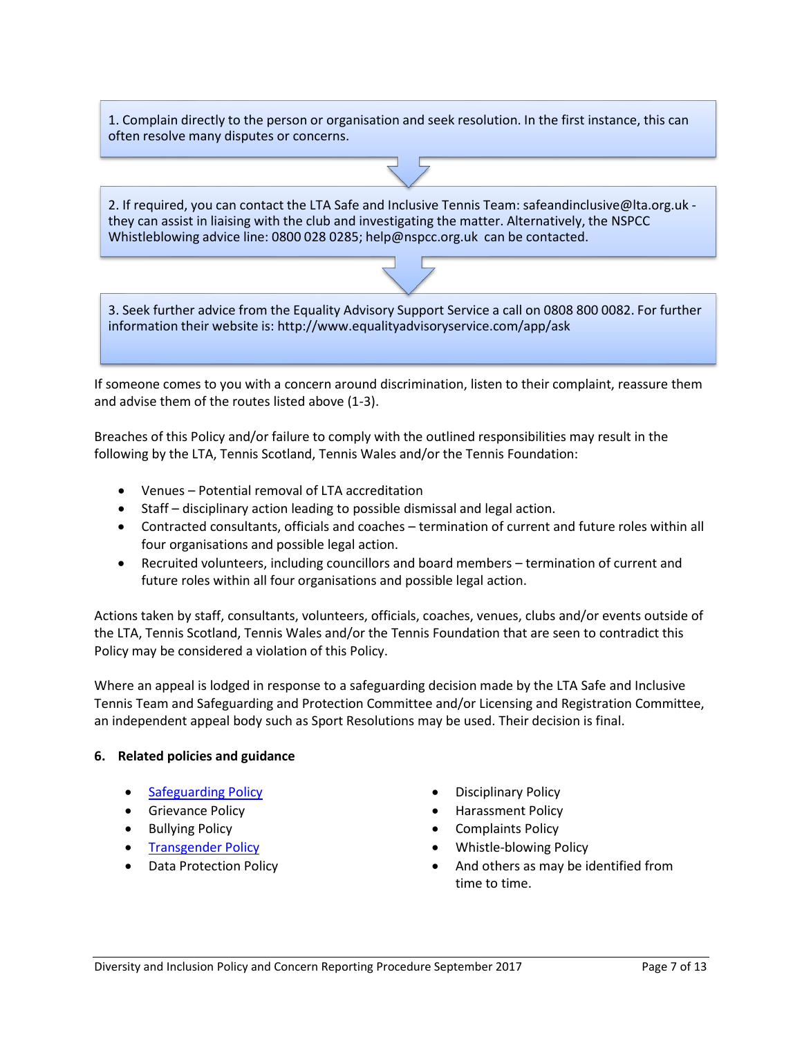1. Complain directly to the person or organisation and seek resolution. In the first instance, this can often resolve many disputes or concerns.

2. If required, you can contact the LTA Safe and Inclusive Tennis Team: safeandinclusive@lta.org.uk - they can assist in liaising with the club and investigating the matter. Alternatively, the NSPCC Whistleblowing advice line: 0800 028 0285; help@nspcc.org.uk can be contacted.

3. Seek further advice from the Equality Advisory Support Service a call on 0808 800 0082. For further information their website is: http://www.equalityadvisoryservice.com/app/ask

If someone comes to you with a concern around discrimination, listen to their complaint, reassure them and advise them of the routes listed above (1-3).

Breaches of this Policy and/or failure to comply with the outlined responsibilities may result in the following by the LTA, Tennis Scotland, Tennis Wales and/or the Tennis Foundation:

- Venues – Potential removal of LTA accreditation
- Staff – disciplinary action leading to possible dismissal and legal action.
- Contracted consultants, officials and coaches – termination of current and future roles within all four organisations and possible legal action.
- Recruited volunteers, including councillors and board members – termination of current and future roles within all four organisations and possible legal action.

Actions taken by staff, consultants, volunteers, officials, coaches, venues, clubs and/or events outside of the LTA, Tennis Scotland, Tennis Wales and/or the Tennis Foundation that are seen to contradict this Policy may be considered a violation of this Policy.

Where an appeal is lodged in response to a safeguarding decision made by the LTA Safe and Inclusive Tennis Team and Safeguarding and Protection Committee and/or Licensing and Registration Committee, an independent appeal body such as Sport Resolutions may be used. Their decision is final.

## 6. Related policies and guidance

- Safeguarding Policy
- Grievance Policy
- Bullying Policy
- Transgender Policy
- Data Protection Policy
- Disciplinary Policy
- Harassment Policy
- Complaints Policy
- Whistle-blowing Policy
- And others as may be identified from time to time.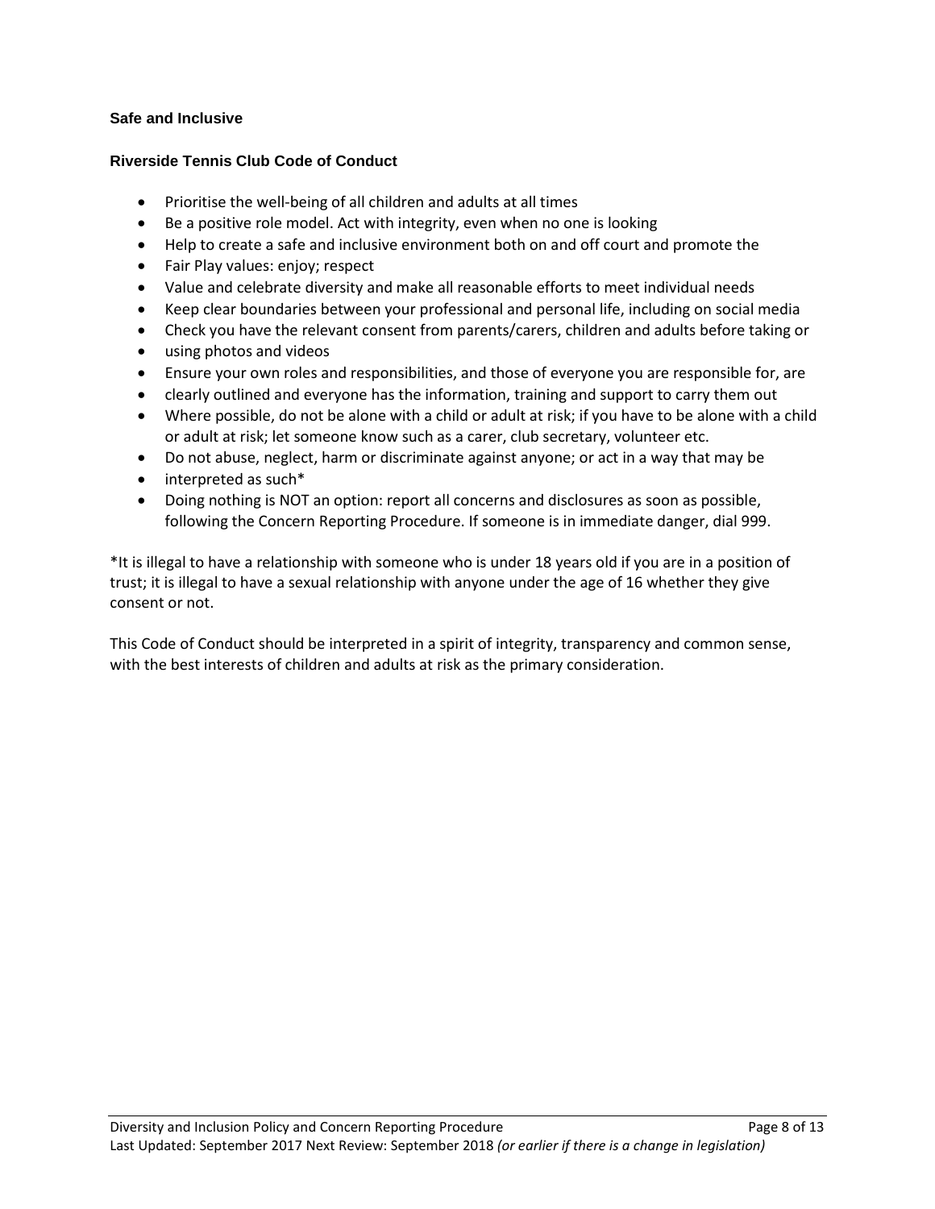**Safe and Inclusive**

**Riverside Tennis Club Code of Conduct**

- Prioritise the well-being of all children and adults at all times
- Be a positive role model. Act with integrity, even when no one is looking
- Help to create a safe and inclusive environment both on and off court and promote the
- Fair Play values: enjoy; respect
- Value and celebrate diversity and make all reasonable efforts to meet individual needs
- Keep clear boundaries between your professional and personal life, including on social media
- Check you have the relevant consent from parents/carers, children and adults before taking or
- using photos and videos
- Ensure your own roles and responsibilities, and those of everyone you are responsible for, are
- clearly outlined and everyone has the information, training and support to carry them out
- Where possible, do not be alone with a child or adult at risk; if you have to be alone with a child or adult at risk; let someone know such as a carer, club secretary, volunteer etc.
- Do not abuse, neglect, harm or discriminate against anyone; or act in a way that may be
- interpreted as such*
- Doing nothing is NOT an option: report all concerns and disclosures as soon as possible, following the Concern Reporting Procedure. If someone is in immediate danger, dial 999.

*It is illegal to have a relationship with someone who is under 18 years old if you are in a position of trust; it is illegal to have a sexual relationship with anyone under the age of 16 whether they give consent or not.

This Code of Conduct should be interpreted in a spirit of integrity, transparency and common sense, with the best interests of children and adults at risk as the primary consideration.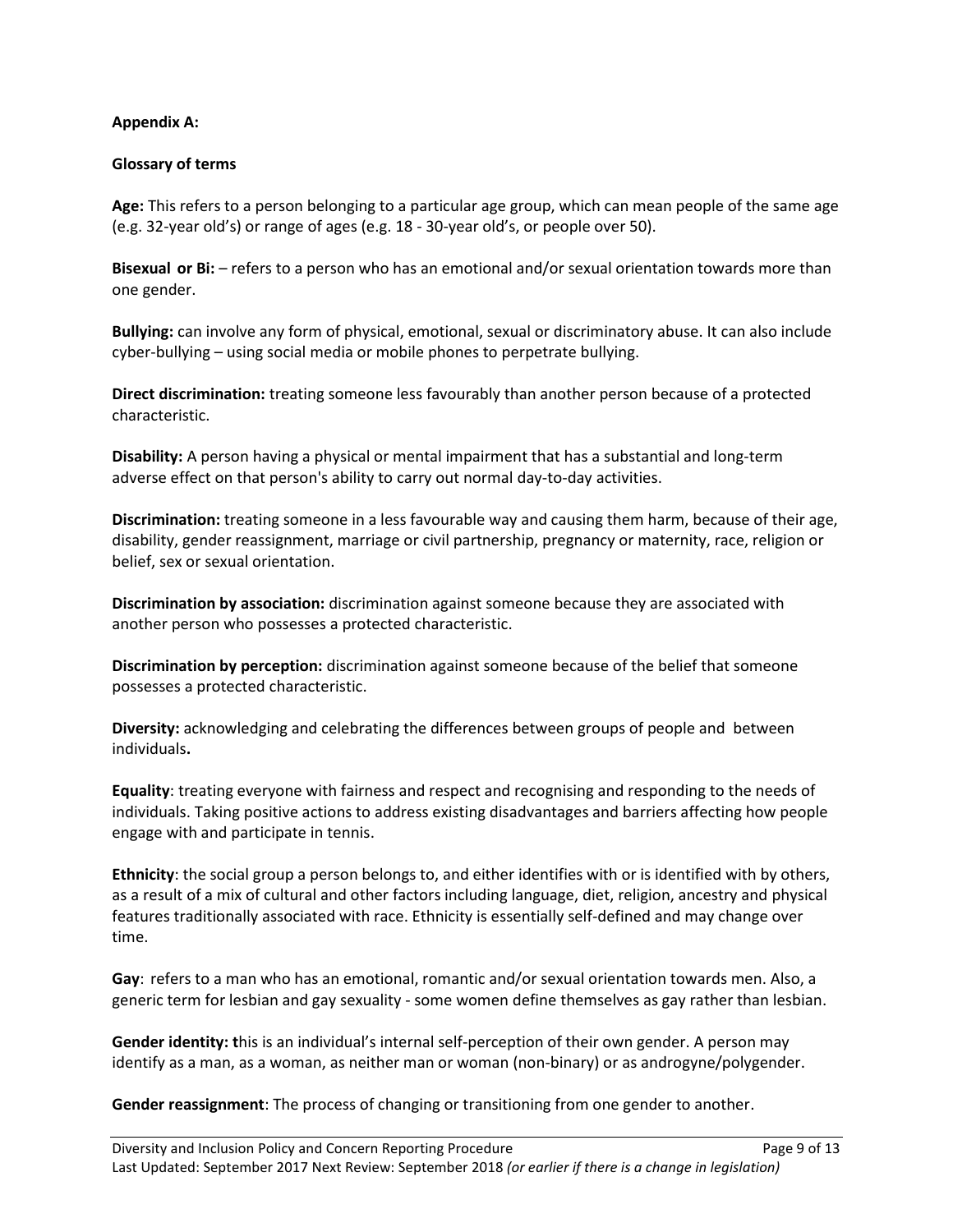**Appendix A:**

**Glossary of terms**

**Age:** This refers to a person belonging to a particular age group, which can mean people of the same age (e.g. 32-year old's) or range of ages (e.g. 18 - 30-year old's, or people over 50).

**Bisexual or Bi:** – refers to a person who has an emotional and/or sexual orientation towards more than one gender.

**Bullying:** can involve any form of physical, emotional, sexual or discriminatory abuse. It can also include cyber-bullying – using social media or mobile phones to perpetrate bullying.

**Direct discrimination:** treating someone less favourably than another person because of a protected characteristic.

**Disability:** A person having a physical or mental impairment that has a substantial and long-term adverse effect on that person's ability to carry out normal day-to-day activities.

**Discrimination:** treating someone in a less favourable way and causing them harm, because of their age, disability, gender reassignment, marriage or civil partnership, pregnancy or maternity, race, religion or belief, sex or sexual orientation.

**Discrimination by association:** discrimination against someone because they are associated with another person who possesses a protected characteristic.

**Discrimination by perception:** discrimination against someone because of the belief that someone possesses a protected characteristic.

**Diversity:** acknowledging and celebrating the differences between groups of people and between individuals**.**

**Equality**: treating everyone with fairness and respect and recognising and responding to the needs of individuals. Taking positive actions to address existing disadvantages and barriers affecting how people engage with and participate in tennis.

**Ethnicity**: the social group a person belongs to, and either identifies with or is identified with by others, as a result of a mix of cultural and other factors including language, diet, religion, ancestry and physical features traditionally associated with race. Ethnicity is essentially self-defined and may change over time.

**Gay**: refers to a man who has an emotional, romantic and/or sexual orientation towards men. Also, a generic term for lesbian and gay sexuality - some women define themselves as gay rather than lesbian.

**Gender identity: t**his is an individual's internal self-perception of their own gender. A person may identify as a man, as a woman, as neither man or woman (non-binary) or as androgyne/polygender.

**Gender reassignment**: The process of changing or transitioning from one gender to another.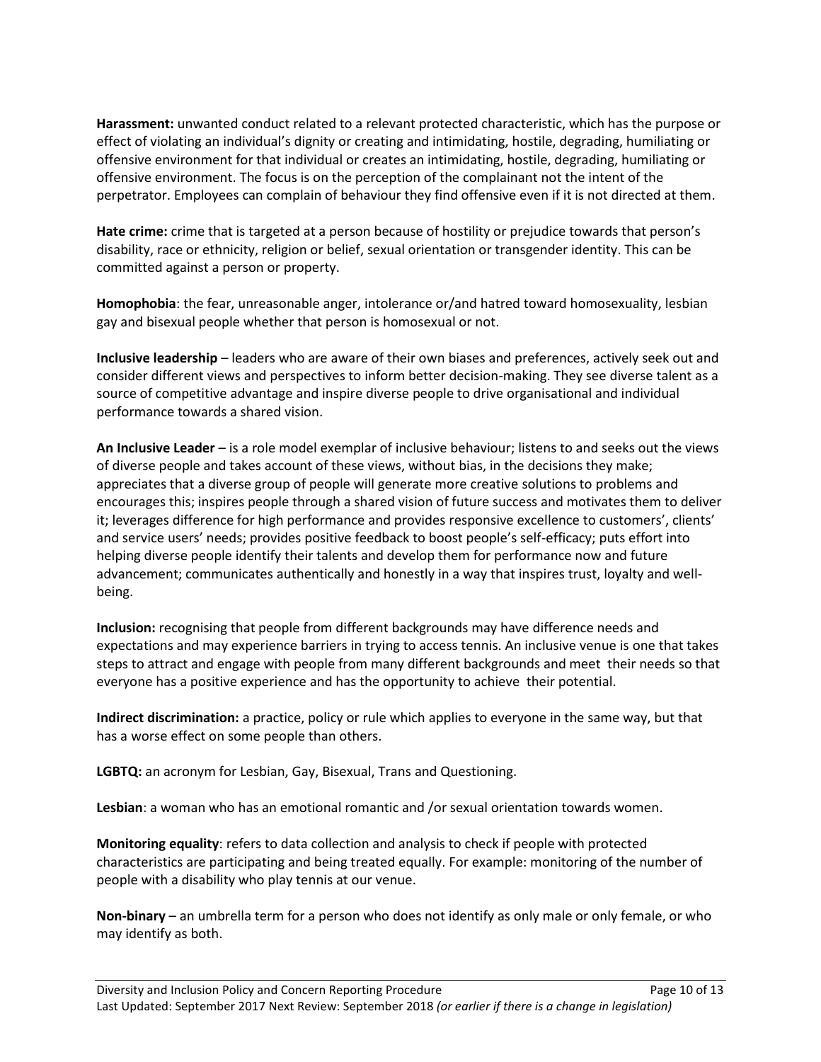**Harassment:** unwanted conduct related to a relevant protected characteristic, which has the purpose or effect of violating an individual's dignity or creating and intimidating, hostile, degrading, humiliating or offensive environment for that individual or creates an intimidating, hostile, degrading, humiliating or offensive environment. The focus is on the perception of the complainant not the intent of the perpetrator. Employees can complain of behaviour they find offensive even if it is not directed at them.

**Hate crime:** crime that is targeted at a person because of hostility or prejudice towards that person's disability, race or ethnicity, religion or belief, sexual orientation or transgender identity. This can be committed against a person or property.

**Homophobia**: the fear, unreasonable anger, intolerance or/and hatred toward homosexuality, lesbian gay and bisexual people whether that person is homosexual or not.

**Inclusive leadership** – leaders who are aware of their own biases and preferences, actively seek out and consider different views and perspectives to inform better decision-making. They see diverse talent as a source of competitive advantage and inspire diverse people to drive organisational and individual performance towards a shared vision.

**An Inclusive Leader** – is a role model exemplar of inclusive behaviour; listens to and seeks out the views of diverse people and takes account of these views, without bias, in the decisions they make; appreciates that a diverse group of people will generate more creative solutions to problems and encourages this; inspires people through a shared vision of future success and motivates them to deliver it; leverages difference for high performance and provides responsive excellence to customers', clients' and service users' needs; provides positive feedback to boost people's self-efficacy; puts effort into helping diverse people identify their talents and develop them for performance now and future advancement; communicates authentically and honestly in a way that inspires trust, loyalty and well-being.

**Inclusion:** recognising that people from different backgrounds may have difference needs and expectations and may experience barriers in trying to access tennis. An inclusive venue is one that takes steps to attract and engage with people from many different backgrounds and meet their needs so that everyone has a positive experience and has the opportunity to achieve their potential.

**Indirect discrimination:** a practice, policy or rule which applies to everyone in the same way, but that has a worse effect on some people than others.

**LGBTQ:** an acronym for Lesbian, Gay, Bisexual, Trans and Questioning.

**Lesbian**: a woman who has an emotional romantic and /or sexual orientation towards women.

**Monitoring equality**: refers to data collection and analysis to check if people with protected characteristics are participating and being treated equally. For example: monitoring of the number of people with a disability who play tennis at our venue.

**Non-binary** – an umbrella term for a person who does not identify as only male or only female, or who may identify as both.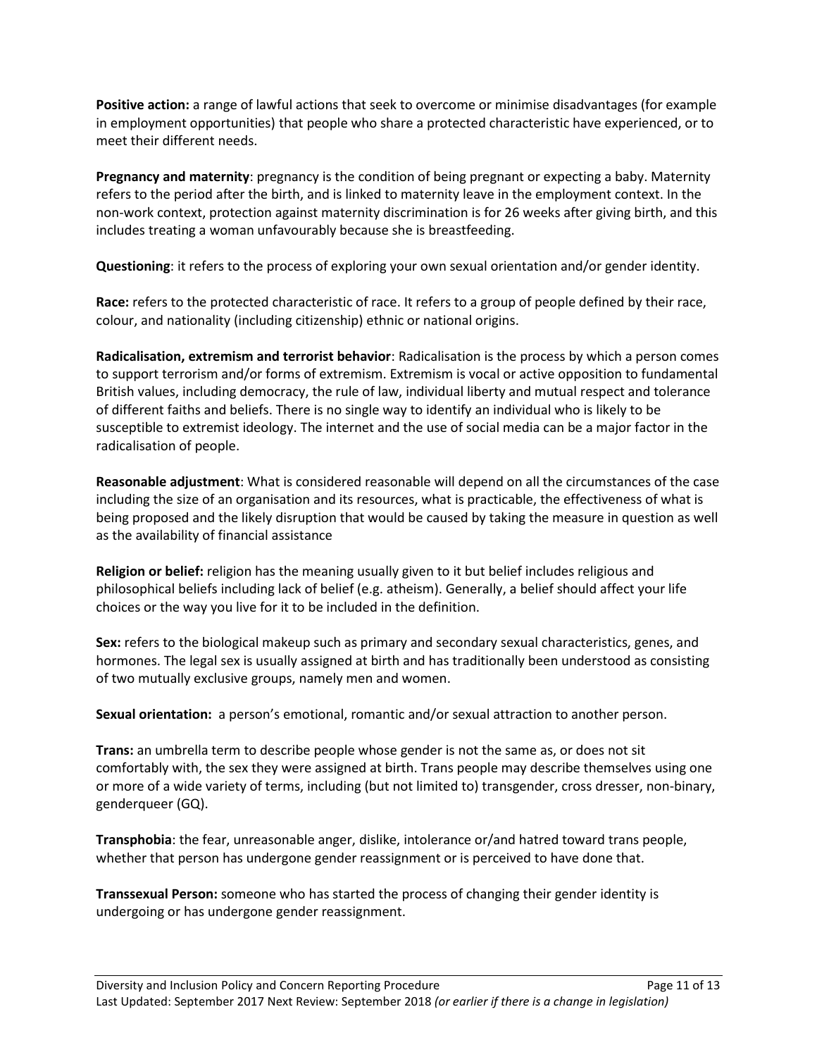**Positive action:** a range of lawful actions that seek to overcome or minimise disadvantages (for example in employment opportunities) that people who share a protected characteristic have experienced, or to meet their different needs.

**Pregnancy and maternity**: pregnancy is the condition of being pregnant or expecting a baby. Maternity refers to the period after the birth, and is linked to maternity leave in the employment context. In the non-work context, protection against maternity discrimination is for 26 weeks after giving birth, and this includes treating a woman unfavourably because she is breastfeeding.

**Questioning**: it refers to the process of exploring your own sexual orientation and/or gender identity.

**Race:** refers to the protected characteristic of race. It refers to a group of people defined by their race, colour, and nationality (including citizenship) ethnic or national origins.

**Radicalisation, extremism and terrorist behavior**: Radicalisation is the process by which a person comes to support terrorism and/or forms of extremism. Extremism is vocal or active opposition to fundamental British values, including democracy, the rule of law, individual liberty and mutual respect and tolerance of different faiths and beliefs. There is no single way to identify an individual who is likely to be susceptible to extremist ideology. The internet and the use of social media can be a major factor in the radicalisation of people.

**Reasonable adjustment**: What is considered reasonable will depend on all the circumstances of the case including the size of an organisation and its resources, what is practicable, the effectiveness of what is being proposed and the likely disruption that would be caused by taking the measure in question as well as the availability of financial assistance

**Religion or belief:** religion has the meaning usually given to it but belief includes religious and philosophical beliefs including lack of belief (e.g. atheism). Generally, a belief should affect your life choices or the way you live for it to be included in the definition.

**Sex:** refers to the biological makeup such as primary and secondary sexual characteristics, genes, and hormones. The legal sex is usually assigned at birth and has traditionally been understood as consisting of two mutually exclusive groups, namely men and women.

**Sexual orientation:** a person's emotional, romantic and/or sexual attraction to another person.

**Trans:** an umbrella term to describe people whose gender is not the same as, or does not sit comfortably with, the sex they were assigned at birth. Trans people may describe themselves using one or more of a wide variety of terms, including (but not limited to) transgender, cross dresser, non-binary, genderqueer (GQ).

**Transphobia**: the fear, unreasonable anger, dislike, intolerance or/and hatred toward trans people, whether that person has undergone gender reassignment or is perceived to have done that.

**Transsexual Person:** someone who has started the process of changing their gender identity is undergoing or has undergone gender reassignment.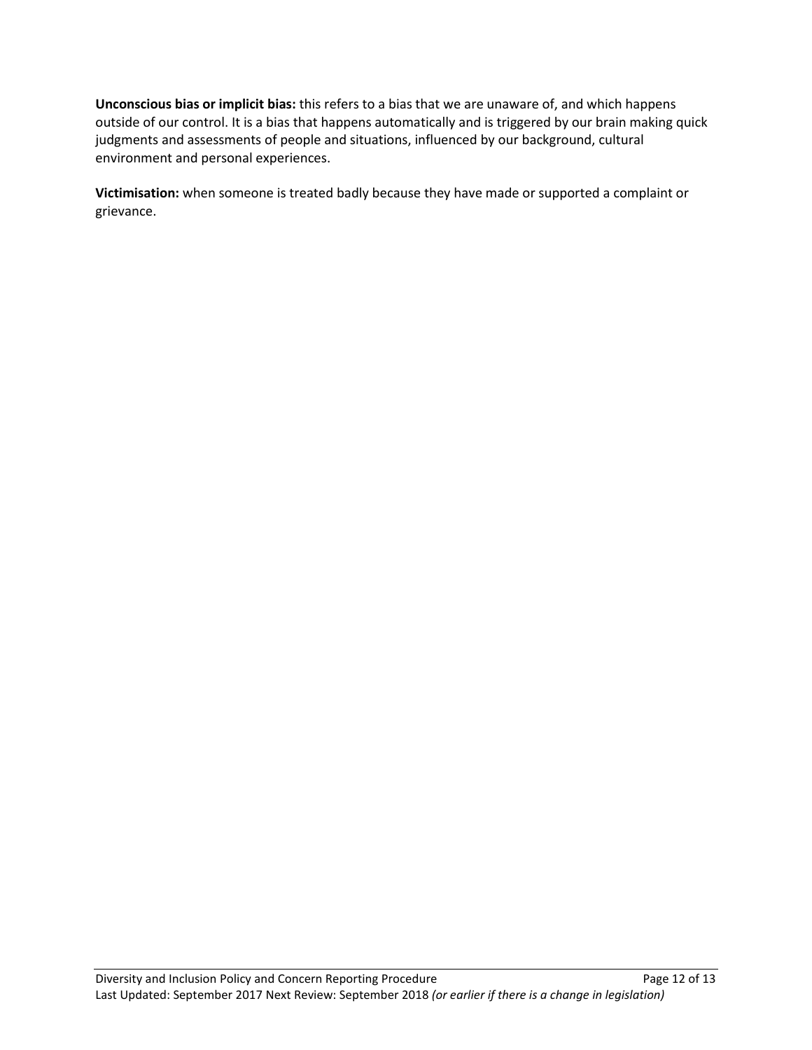**Unconscious bias or implicit bias:** this refers to a bias that we are unaware of, and which happens outside of our control. It is a bias that happens automatically and is triggered by our brain making quick judgments and assessments of people and situations, influenced by our background, cultural environment and personal experiences.

**Victimisation:** when someone is treated badly because they have made or supported a complaint or grievance.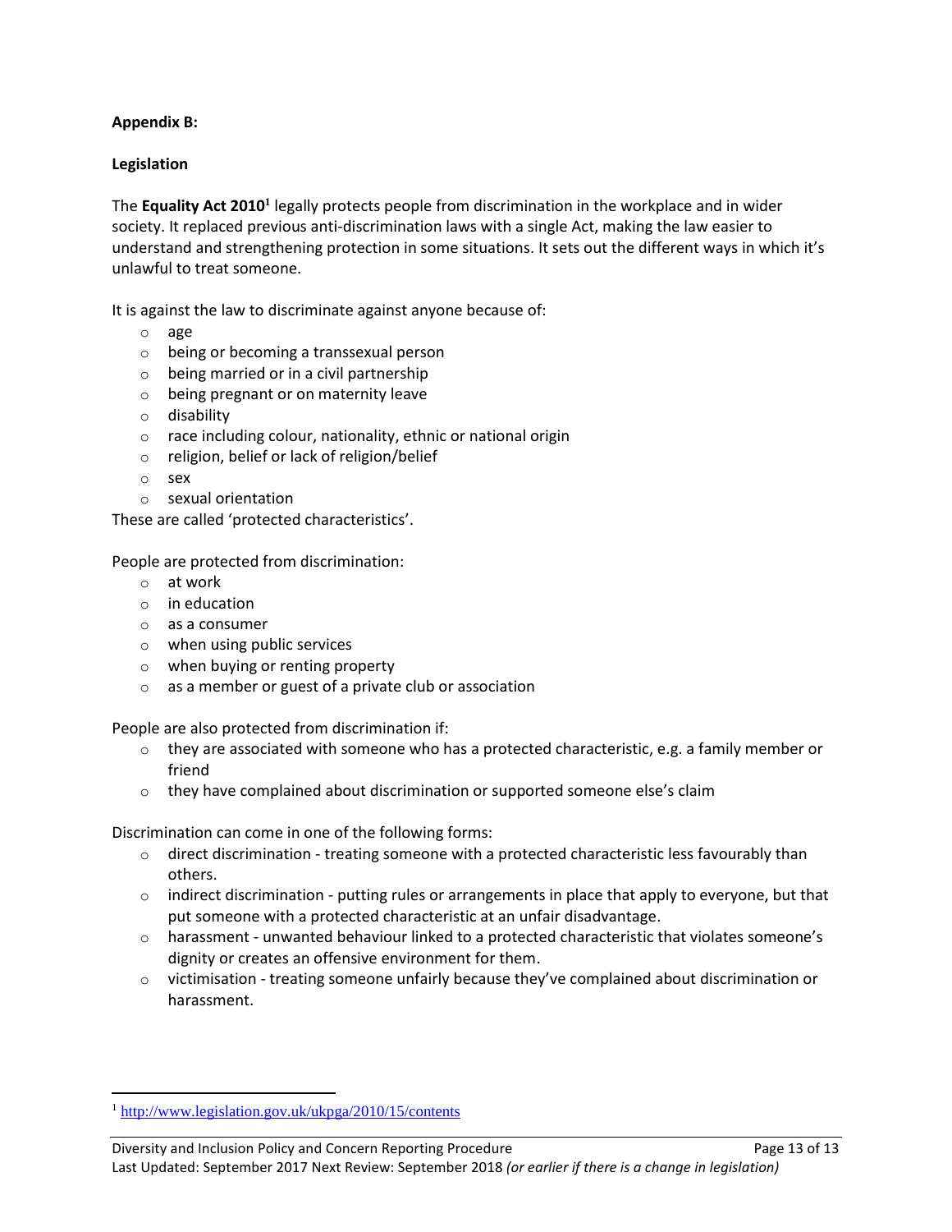**Appendix B:**

**Legislation**

The **Equality Act 2010**[1] legally protects people from discrimination in the workplace and in wider society. It replaced previous anti-discrimination laws with a single Act, making the law easier to understand and strengthening protection in some situations. It sets out the different ways in which it's unlawful to treat someone.

It is against the law to discriminate against anyone because of:

- age
- being or becoming a transsexual person
- being married or in a civil partnership
- being pregnant or on maternity leave
- disability
- race including colour, nationality, ethnic or national origin
- religion, belief or lack of religion/belief
- sex
- sexual orientation

These are called 'protected characteristics'.

People are protected from discrimination:

- at work
- in education
- as a consumer
- when using public services
- when buying or renting property
- as a member or guest of a private club or association

People are also protected from discrimination if:

- they are associated with someone who has a protected characteristic, e.g. a family member or friend
- they have complained about discrimination or supported someone else's claim

Discrimination can come in one of the following forms:

- direct discrimination - treating someone with a protected characteristic less favourably than others.
- indirect discrimination - putting rules or arrangements in place that apply to everyone, but that put someone with a protected characteristic at an unfair disadvantage.
- harassment - unwanted behaviour linked to a protected characteristic that violates someone's dignity or creates an offensive environment for them.
- victimisation - treating someone unfairly because they've complained about discrimination or harassment.

---

[1] http://www.legislation.gov.uk/ukpga/2010/15/contents